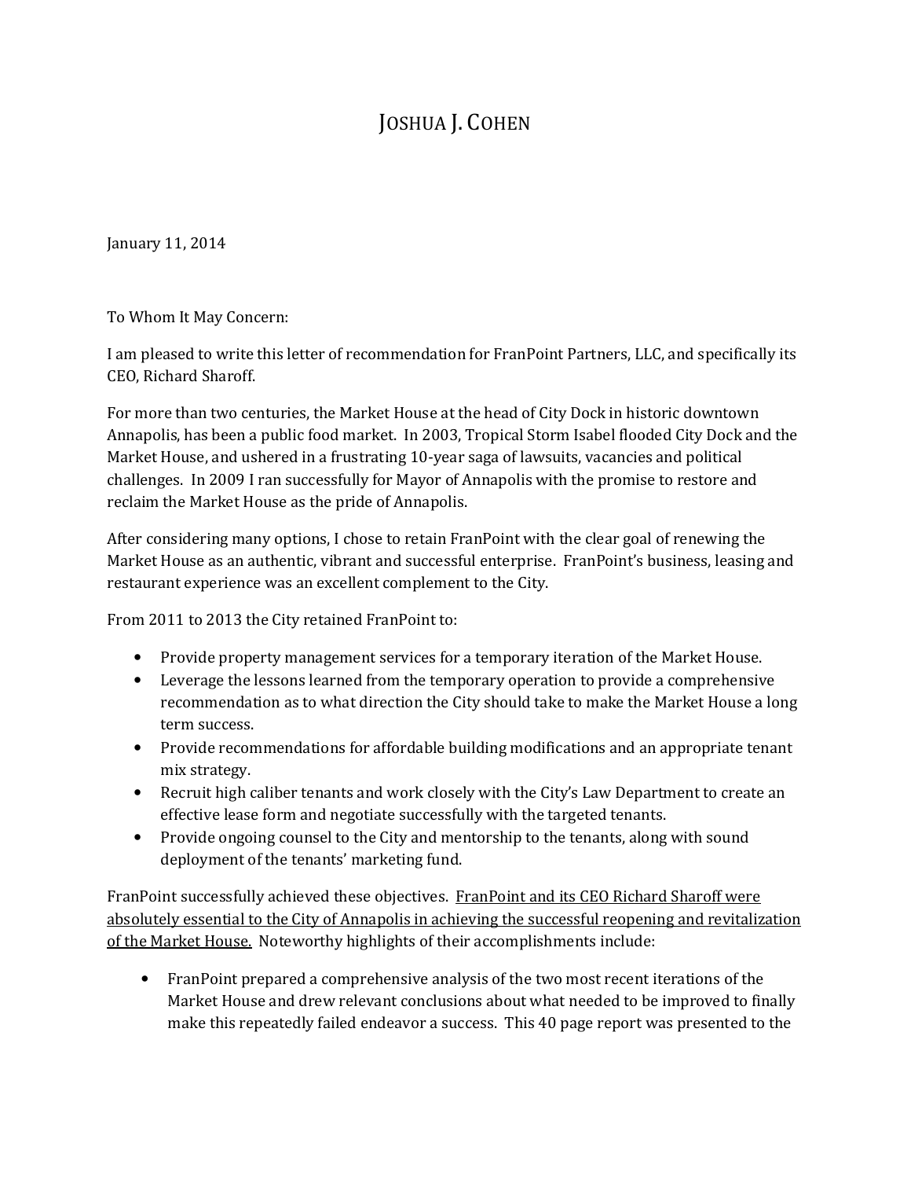# JOSHUA J. COHEN

January 11, 2014

To Whom It May Concern:

I am pleased to write this letter of recommendation for FranPoint Partners, LLC, and specifically its CEO, Richard Sharoff.

For more than two centuries, the Market House at the head of City Dock in historic downtown Annapolis, has been a public food market. In 2003, Tropical Storm Isabel flooded City Dock and the Market House, and ushered in a frustrating 10-year saga of lawsuits, vacancies and political challenges. In 2009 I ran successfully for Mayor of Annapolis with the promise to restore and reclaim the Market House as the pride of Annapolis.

After considering many options, I chose to retain FranPoint with the clear goal of renewing the Market House as an authentic, vibrant and successful enterprise. FranPoint's business, leasing and restaurant experience was an excellent complement to the City.

From 2011 to 2013 the City retained FranPoint to:

- Provide property management services for a temporary iteration of the Market House.
- Leverage the lessons learned from the temporary operation to provide a comprehensive recommendation as to what direction the City should take to make the Market House a long term success.
- Provide recommendations for affordable building modifications and an appropriate tenant mix strategy.
- Recruit high caliber tenants and work closely with the City's Law Department to create an effective lease form and negotiate successfully with the targeted tenants.
- Provide ongoing counsel to the City and mentorship to the tenants, along with sound deployment of the tenants' marketing fund.

FranPoint successfully achieved these objectives. <u>FranPoint and its CEO Richard Sharoff were absolutely essential to the City of Annapolis in achieving the successful reopening and revitalization of the Market House.</u> Noteworthy highlights of their accomplishments include:

- FranPoint prepared a comprehensive analysis of the two most recent iterations of the Market House and drew relevant conclusions about what needed to be improved to finally make this repeatedly failed endeavor a success. This 40 page report was presented to the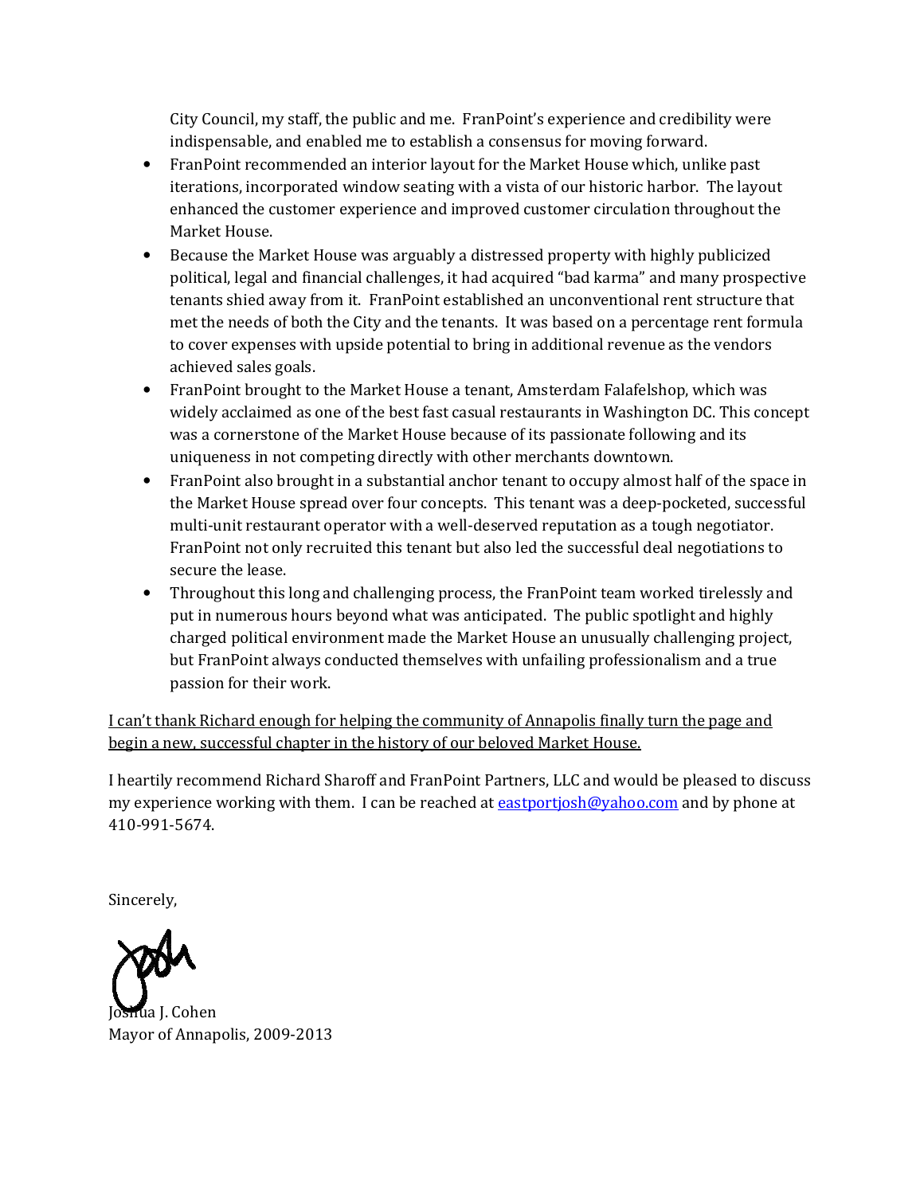City Council, my staff, the public and me. FranPoint's experience and credibility were indispensable, and enabled me to establish a consensus for moving forward.

- FranPoint recommended an interior layout for the Market House which, unlike past iterations, incorporated window seating with a vista of our historic harbor. The layout enhanced the customer experience and improved customer circulation throughout the Market House.
- Because the Market House was arguably a distressed property with highly publicized political, legal and financial challenges, it had acquired "bad karma" and many prospective tenants shied away from it. FranPoint established an unconventional rent structure that met the needs of both the City and the tenants. It was based on a percentage rent formula to cover expenses with upside potential to bring in additional revenue as the vendors achieved sales goals.
- FranPoint brought to the Market House a tenant, Amsterdam Falafelshop, which was widely acclaimed as one of the best fast casual restaurants in Washington DC. This concept was a cornerstone of the Market House because of its passionate following and its uniqueness in not competing directly with other merchants downtown.
- FranPoint also brought in a substantial anchor tenant to occupy almost half of the space in the Market House spread over four concepts. This tenant was a deep-pocketed, successful multi-unit restaurant operator with a well-deserved reputation as a tough negotiator. FranPoint not only recruited this tenant but also led the successful deal negotiations to secure the lease.
- Throughout this long and challenging process, the FranPoint team worked tirelessly and put in numerous hours beyond what was anticipated. The public spotlight and highly charged political environment made the Market House an unusually challenging project, but FranPoint always conducted themselves with unfailing professionalism and a true passion for their work.

<u>I can't thank Richard enough for helping the community of Annapolis finally turn the page and begin a new, successful chapter in the history of our beloved Market House.</u>

I heartily recommend Richard Sharoff and FranPoint Partners, LLC and would be pleased to discuss my experience working with them. I can be reached at eastportjosh@yahoo.com and by phone at 410-991-5674.

Sincerely,

Joshua J. Cohen
Mayor of Annapolis, 2009-2013